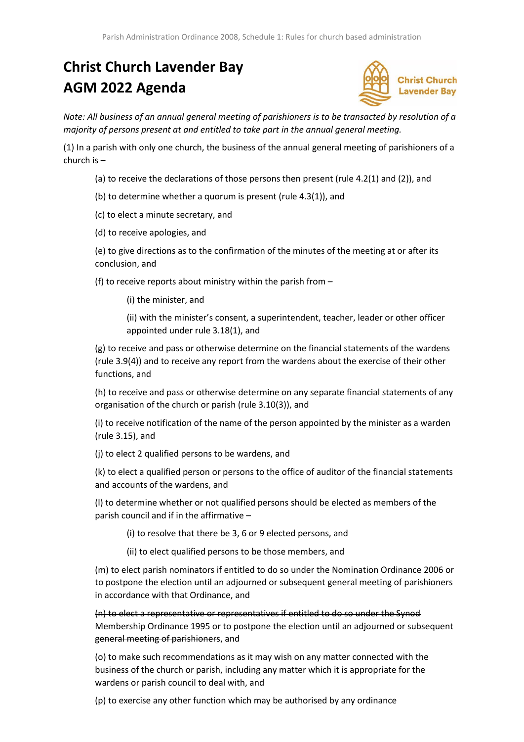# Christ Church Lavender Bay
# AGM 2022 Agenda

*Note: All business of an annual general meeting of parishioners is to be transacted by resolution of a majority of persons present at and entitled to take part in the annual general meeting.*

(1) In a parish with only one church, the business of the annual general meeting of parishioners of a church is –

(a) to receive the declarations of those persons then present (rule 4.2(1) and (2)), and

(b) to determine whether a quorum is present (rule 4.3(1)), and

(c) to elect a minute secretary, and

(d) to receive apologies, and

(e) to give directions as to the confirmation of the minutes of the meeting at or after its conclusion, and

(f) to receive reports about ministry within the parish from –

(i) the minister, and

(ii) with the minister's consent, a superintendent, teacher, leader or other officer appointed under rule 3.18(1), and

(g) to receive and pass or otherwise determine on the financial statements of the wardens (rule 3.9(4)) and to receive any report from the wardens about the exercise of their other functions, and

(h) to receive and pass or otherwise determine on any separate financial statements of any organisation of the church or parish (rule 3.10(3)), and

(i) to receive notification of the name of the person appointed by the minister as a warden (rule 3.15), and

(j) to elect 2 qualified persons to be wardens, and

(k) to elect a qualified person or persons to the office of auditor of the financial statements and accounts of the wardens, and

(l) to determine whether or not qualified persons should be elected as members of the parish council and if in the affirmative –

(i) to resolve that there be 3, 6 or 9 elected persons, and

(ii) to elect qualified persons to be those members, and

(m) to elect parish nominators if entitled to do so under the Nomination Ordinance 2006 or to postpone the election until an adjourned or subsequent general meeting of parishioners in accordance with that Ordinance, and

~~(n) to elect a representative or representatives if entitled to do so under the Synod Membership Ordinance 1995 or to postpone the election until an adjourned or subsequent general meeting of parishioners~~, and

(o) to make such recommendations as it may wish on any matter connected with the business of the church or parish, including any matter which it is appropriate for the wardens or parish council to deal with, and

(p) to exercise any other function which may be authorised by any ordinance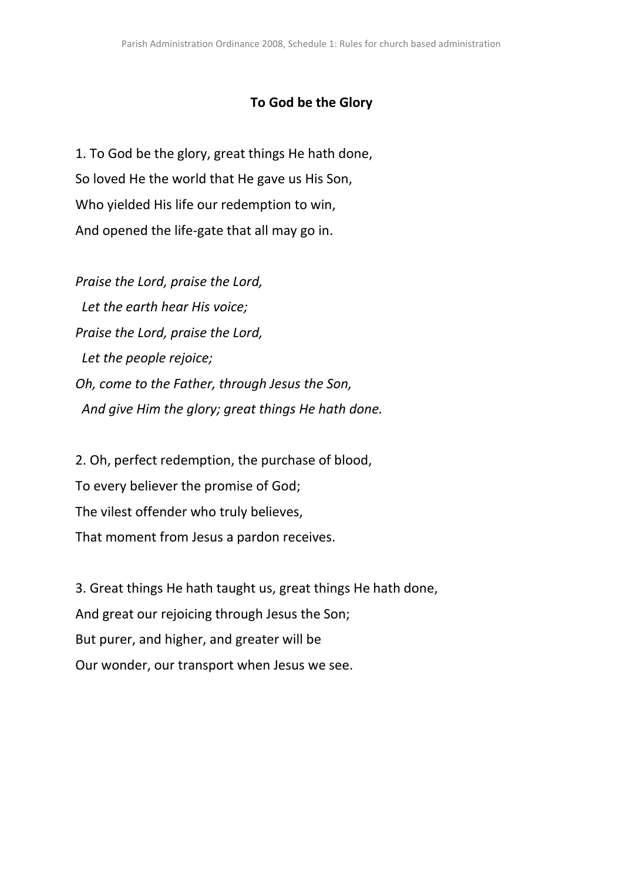**To God be the Glory**

1. To God be the glory, great things He hath done,  
So loved He the world that He gave us His Son,  
Who yielded His life our redemption to win,  
And opened the life-gate that all may go in.

*Praise the Lord, praise the Lord,*  
*Let the earth hear His voice;*  
*Praise the Lord, praise the Lord,*  
*Let the people rejoice;*  
*Oh, come to the Father, through Jesus the Son,*  
*And give Him the glory; great things He hath done.*

2. Oh, perfect redemption, the purchase of blood,  
To every believer the promise of God;  
The vilest offender who truly believes,  
That moment from Jesus a pardon receives.

3. Great things He hath taught us, great things He hath done,  
And great our rejoicing through Jesus the Son;  
But purer, and higher, and greater will be  
Our wonder, our transport when Jesus we see.